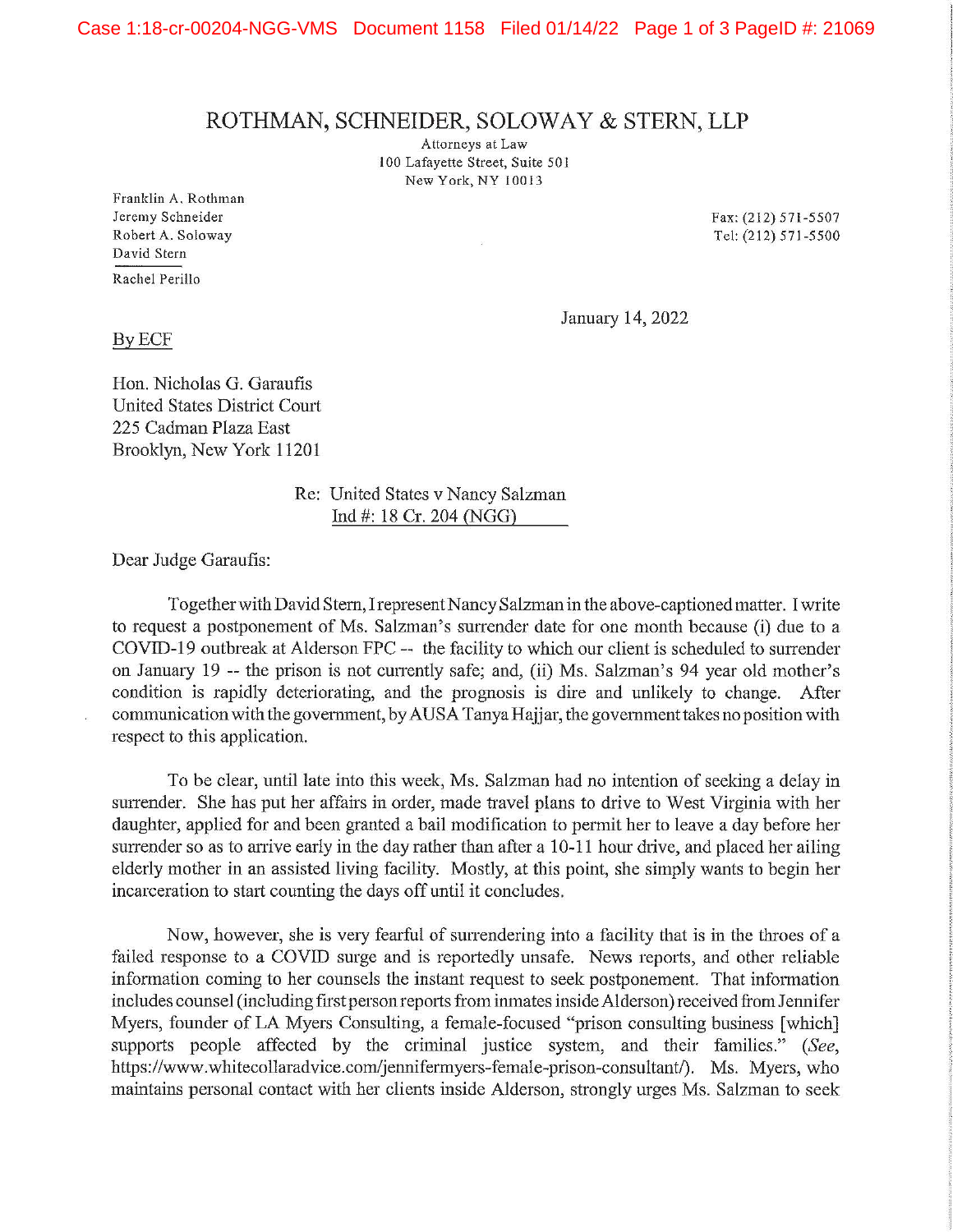# ROTHMAN, SCHNEIDER, SOLOWAY & STERN, LLP

Attorneys at Law
100 Lafayette Street, Suite 501
New York, NY 10013

Franklin A. Rothman
Jeremy Schneider
Robert A. Soloway
David Stern

Rachel Perillo

Fax: (212) 571-5507
Tel: (212) 571-5500

January 14, 2022

By ECF

Hon. Nicholas G. Garaufis
United States District Court
225 Cadman Plaza East
Brooklyn, New York 11201

Re: United States v Nancy Salzman
Ind #: 18 Cr. 204 (NGG)

Dear Judge Garaufis:

Together with David Stern, I represent Nancy Salzman in the above-captioned matter. I write to request a postponement of Ms. Salzman's surrender date for one month because (i) due to a COVID-19 outbreak at Alderson FPC -- the facility to which our client is scheduled to surrender on January 19 -- the prison is not currently safe; and, (ii) Ms. Salzman's 94 year old mother's condition is rapidly deteriorating, and the prognosis is dire and unlikely to change. After communication with the government, by AUSA Tanya Hajjar, the government takes no position with respect to this application.

To be clear, until late into this week, Ms. Salzman had no intention of seeking a delay in surrender. She has put her affairs in order, made travel plans to drive to West Virginia with her daughter, applied for and been granted a bail modification to permit her to leave a day before her surrender so as to arrive early in the day rather than after a 10-11 hour drive, and placed her ailing elderly mother in an assisted living facility. Mostly, at this point, she simply wants to begin her incarceration to start counting the days off until it concludes.

Now, however, she is very fearful of surrendering into a facility that is in the throes of a failed response to a COVID surge and is reportedly unsafe. News reports, and other reliable information coming to her counsels the instant request to seek postponement. That information includes counsel (including first person reports from inmates inside Alderson) received from Jennifer Myers, founder of LA Myers Consulting, a female-focused "prison consulting business [which] supports people affected by the criminal justice system, and their families." (*See*, https://www.whitecollaradvice.com/jennifermyers-female-prison-consultant/). Ms. Myers, who maintains personal contact with her clients inside Alderson, strongly urges Ms. Salzman to seek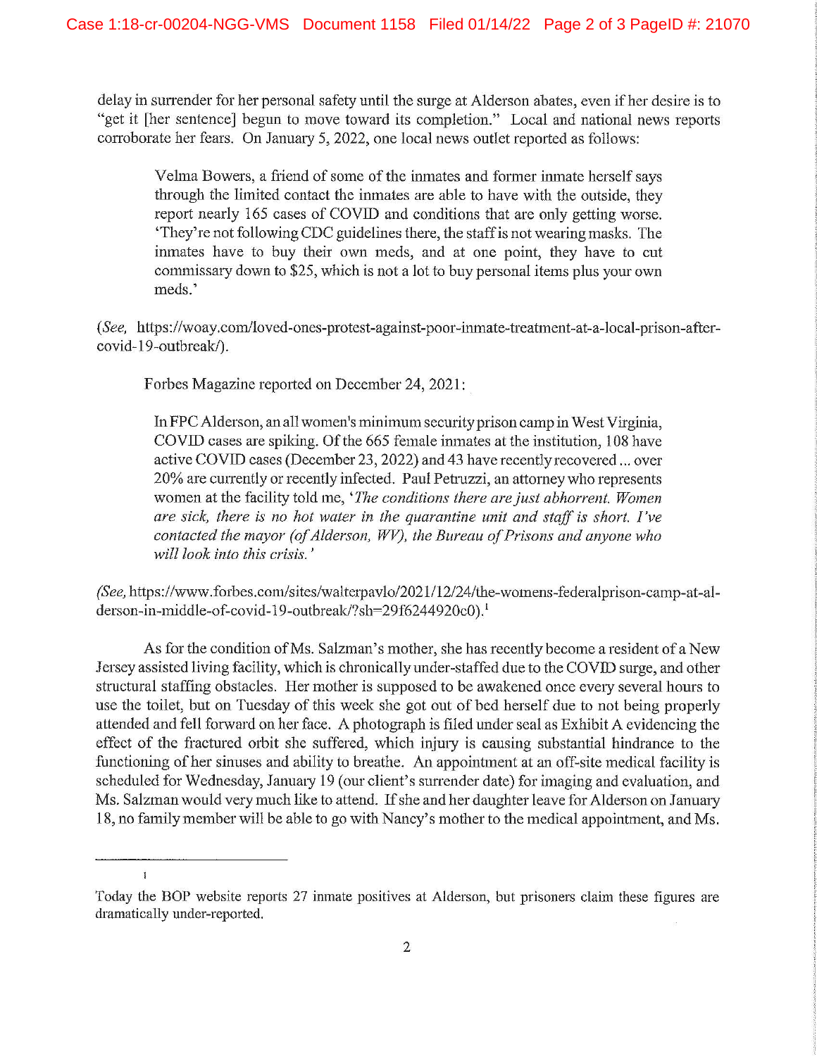delay in surrender for her personal safety until the surge at Alderson abates, even if her desire is to "get it [her sentence] begun to move toward its completion." Local and national news reports corroborate her fears. On January 5, 2022, one local news outlet reported as follows:

> Velma Bowers, a friend of some of the inmates and former inmate herself says through the limited contact the inmates are able to have with the outside, they report nearly 165 cases of COVID and conditions that are only getting worse. 'They're not following CDC guidelines there, the staff is not wearing masks. The inmates have to buy their own meds, and at one point, they have to cut commissary down to $25, which is not a lot to buy personal items plus your own meds.'

(*See,* https://woay.com/loved-ones-protest-against-poor-inmate-treatment-at-a-local-prison-after-covid-19-outbreak/).

Forbes Magazine reported on December 24, 2021:

> In FPC Alderson, an all women's minimum security prison camp in West Virginia, COVID cases are spiking. Of the 665 female inmates at the institution, 108 have active COVID cases (December 23, 2022) and 43 have recently recovered ... over 20% are currently or recently infected. Paul Petruzzi, an attorney who represents women at the facility told me, '*The conditions there are just abhorrent. Women are sick, there is no hot water in the quarantine unit and staff is short. I've contacted the mayor (of Alderson, WV), the Bureau of Prisons and anyone who will look into this crisis.*'

(*See,* https://www.forbes.com/sites/walterpavlo/2021/12/24/the-womens-federalprison-camp-at-alderson-in-middle-of-covid-19-outbreak/?sh=29f6244920c0).[1]

As for the condition of Ms. Salzman's mother, she has recently become a resident of a New Jersey assisted living facility, which is chronically under-staffed due to the COVID surge, and other structural staffing obstacles. Her mother is supposed to be awakened once every several hours to use the toilet, but on Tuesday of this week she got out of bed herself due to not being properly attended and fell forward on her face. A photograph is filed under seal as Exhibit A evidencing the effect of the fractured orbit she suffered, which injury is causing substantial hindrance to the functioning of her sinuses and ability to breathe. An appointment at an off-site medical facility is scheduled for Wednesday, January 19 (our client's surrender date) for imaging and evaluation, and Ms. Salzman would very much like to attend. If she and her daughter leave for Alderson on January 18, no family member will be able to go with Nancy's mother to the medical appointment, and Ms.

---

[1] Today the BOP website reports 27 inmate positives at Alderson, but prisoners claim these figures are dramatically under-reported.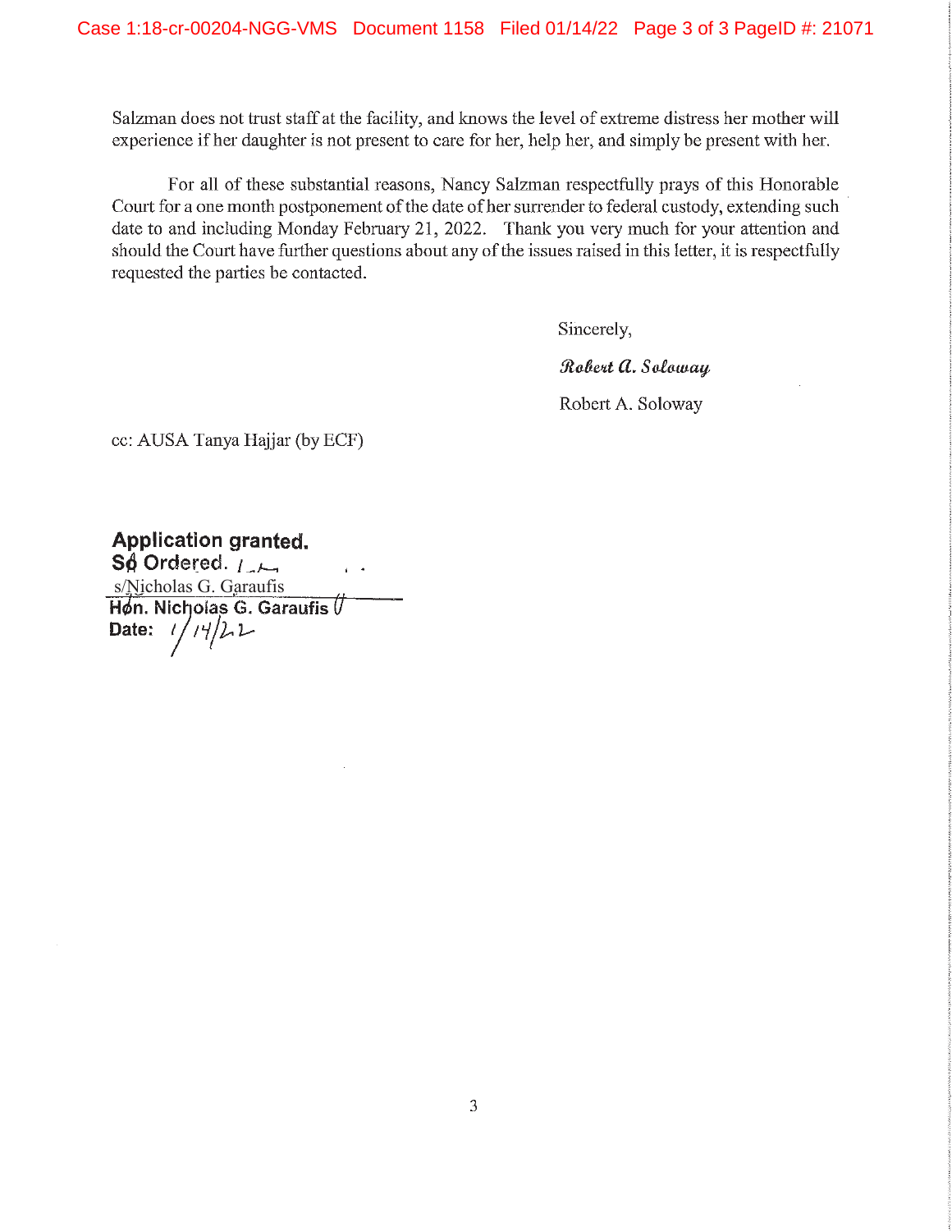Salzman does not trust staff at the facility, and knows the level of extreme distress her mother will experience if her daughter is not present to care for her, help her, and simply be present with her.

For all of these substantial reasons, Nancy Salzman respectfully prays of this Honorable Court for a one month postponement of the date of her surrender to federal custody, extending such date to and including Monday February 21, 2022. Thank you very much for your attention and should the Court have further questions about any of the issues raised in this letter, it is respectfully requested the parties be contacted.

Sincerely,

*Robert A. Soloway*

Robert A. Soloway

cc: AUSA Tanya Hajjar (by ECF)

**Application granted.**
**So Ordered.**
s/Nicholas G. Garaufis
**Hon. Nicholas G. Garaufis**
**Date:** 1/14/22